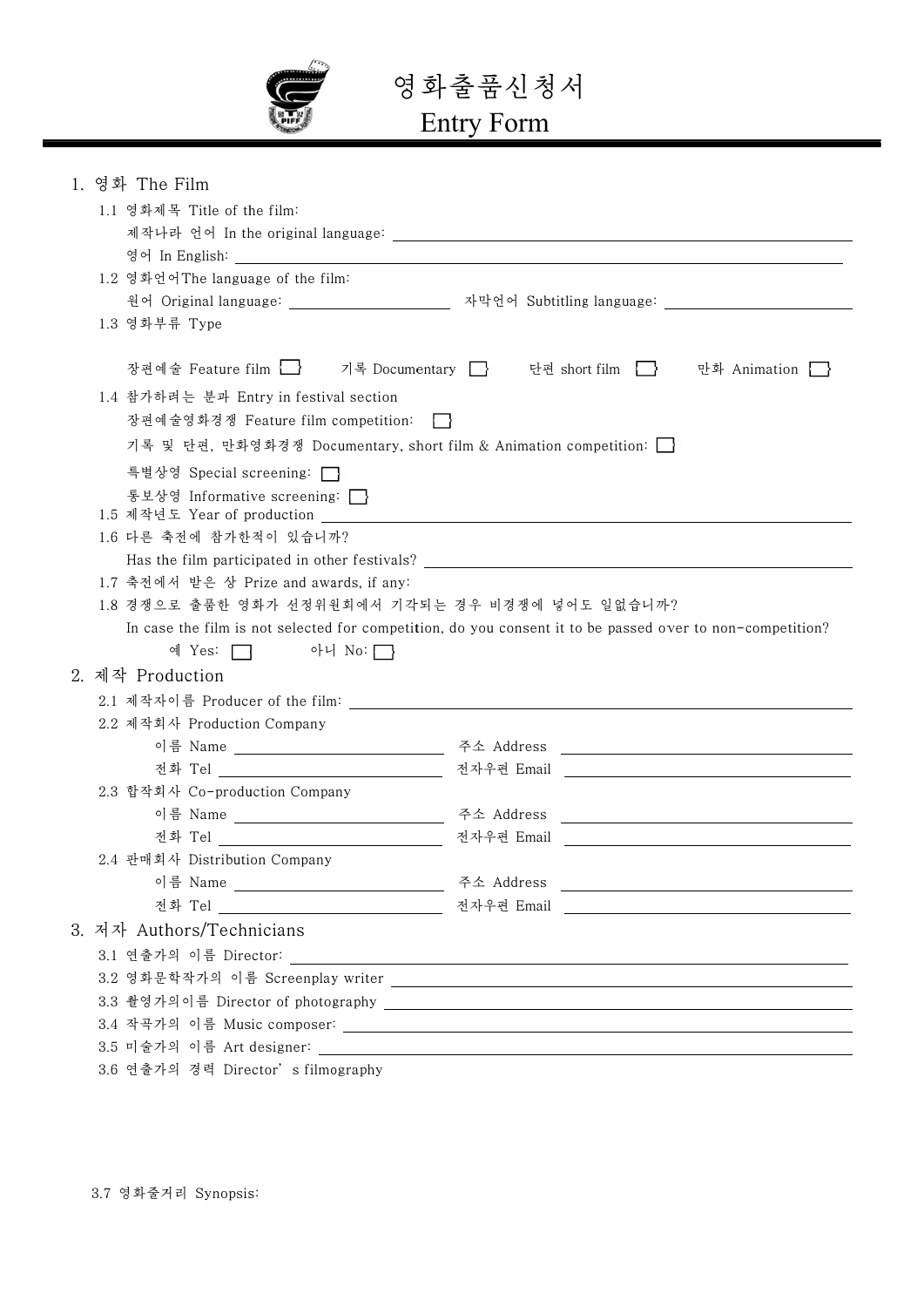# 영화출품신청서
# Entry Form

## 1. 영화 The Film

1.1 영화제목 Title of the film:

제작나라 언어 In the original language: ____________________

영어 In English: ____________________

1.2 영화언어The language of the film:

원어 Original language: ____________________ 자막언어 Subtitling language: ____________________

1.3 영화부류 Type

장편예술 Feature film ☐ 기록 Documentary ☐ 단편 short film ☐ 만화 Animation ☐

1.4 참가하려는 분과 Entry in festival section

장편예술영화경쟁 Feature film competition: ☐

기록 및 단편, 만화영화경쟁 Documentary, short film & Animation competition: ☐

특별상영 Special screening: ☐

통보상영 Informative screening: ☐

1.5 제작년도 Year of production ____________________

1.6 다른 축전에 참가한적이 있습니까?

Has the film participated in other festivals? ____________________

1.7 축전에서 받은 상 Prize and awards, if any:

1.8 경쟁으로 출품한 영화가 선정위원회에서 기각되는 경우 비경쟁에 넣어도 일없습니까?

In case the film is not selected for competition, do you consent it to be passed over to non-competition?

예 Yes: ☐ 아니 No: ☐

## 2. 제작 Production

2.1 제작자이름 Producer of the film: ____________________

2.2 제작회사 Production Company

이름 Name ____________________ 주소 Address ____________________

전화 Tel ____________________ 전자우편 Email ____________________

2.3 합작회사 Co-production Company

이름 Name ____________________ 주소 Address ____________________

전화 Tel ____________________ 전자우편 Email ____________________

2.4 판매회사 Distribution Company

이름 Name ____________________ 주소 Address ____________________

전화 Tel ____________________ 전자우편 Email ____________________

## 3. 저자 Authors/Technicians

3.1 연출가의 이름 Director: ____________________

3.2 영화문학작가의 이름 Screenplay writer ____________________

3.3 촬영가의이름 Director of photography ____________________

3.4 작곡가의 이름 Music composer: ____________________

3.5 미술가의 이름 Art designer: ____________________

3.6 연출가의 경력 Director's filmography

3.7 영화줄거리 Synopsis: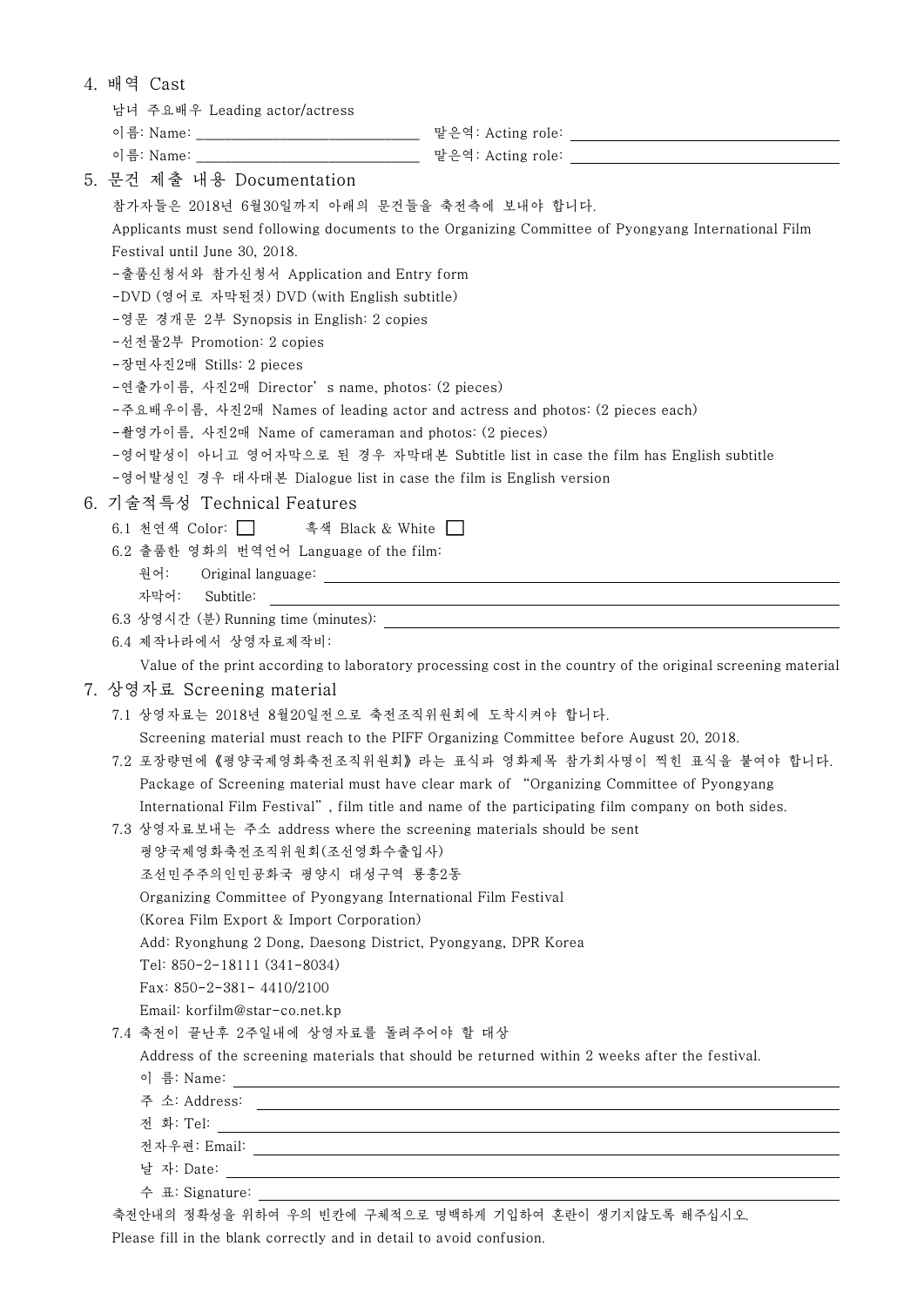## 4. 배역 Cast

남녀 주요배우 Leading actor/actress

이름: Name: ______________________ 맡은역: Acting role: ______________________

이름: Name: ______________________ 맡은역: Acting role: ______________________

## 5. 문건 제출 내용 Documentation

참가자들은 2018년 6월30일까지 아래의 문건들을 축전측에 보내야 합니다.

Applicants must send following documents to the Organizing Committee of Pyongyang International Film Festival until June 30, 2018.

- 출품신청서와 참가신청서 Application and Entry form
- DVD (영어로 자막된것) DVD (with English subtitle)
- 영문 경개문 2부 Synopsis in English: 2 copies
- 선전물2부 Promotion: 2 copies
- 장면사진2매 Stills: 2 pieces
- 연출가이름, 사진2매 Director' s name, photos: (2 pieces)
- 주요배우이름, 사진2매 Names of leading actor and actress and photos: (2 pieces each)
- 촬영가이름, 사진2매 Name of cameraman and photos: (2 pieces)
- 영어발성이 아니고 영어자막으로 된 경우 자막대본 Subtitle list in case the film has English subtitle
- 영어발성인 경우 대사대본 Dialogue list in case the film is English version

## 6. 기술적특성 Technical Features

6.1 천연색 Color: ☐ 흑색 Black & White ☐

6.2 출품한 영화의 번역언어 Language of the film:

원어: Original language: ______________________

자막어: Subtitle: ______________________

6.3 상영시간 (분) Running time (minutes): ______________________

6.4 제작나라에서 상영자료제작비:

Value of the print according to laboratory processing cost in the country of the original screening material

## 7. 상영자료 Screening material

7.1 상영자료는 2018년 8월20일전으로 축전조직위원회에 도착시켜야 합니다.

Screening material must reach to the PIFF Organizing Committee before August 20, 2018.

7.2 포장량면에《평양국제영화축전조직위원회》라는 표식과 영화제목 참가회사명이 찍힌 표식을 붙여야 합니다.

Package of Screening material must have clear mark of "Organizing Committee of Pyongyang International Film Festival", film title and name of the participating film company on both sides.

7.3 상영자료보내는 주소 address where the screening materials should be sent

평양국제영화축전조직위원회(조선영화수출입사)

조선민주주의인민공화국 평양시 대성구역 룡흥2동

Organizing Committee of Pyongyang International Film Festival

(Korea Film Export & Import Corporation)

Add: Ryonghung 2 Dong, Daesong District, Pyongyang, DPR Korea

Tel: 850-2-18111 (341-8034)

Fax: 850-2-381- 4410/2100

Email: korfilm@star-co.net.kp

7.4 축전이 끝난후 2주일내에 상영자료를 돌려주어야 할 대상

Address of the screening materials that should be returned within 2 weeks after the festival.

이 름: Name: ______________________

주 소: Address: ______________________

전 화: Tel: ______________________

전자우편: Email: ______________________

날 자: Date: ______________________

수 표: Signature: ______________________

축전안내의 정확성을 위하여 우의 빈칸에 구체적으로 명백하게 기입하여 혼란이 생기지않도록 해주십시오.

Please fill in the blank correctly and in detail to avoid confusion.